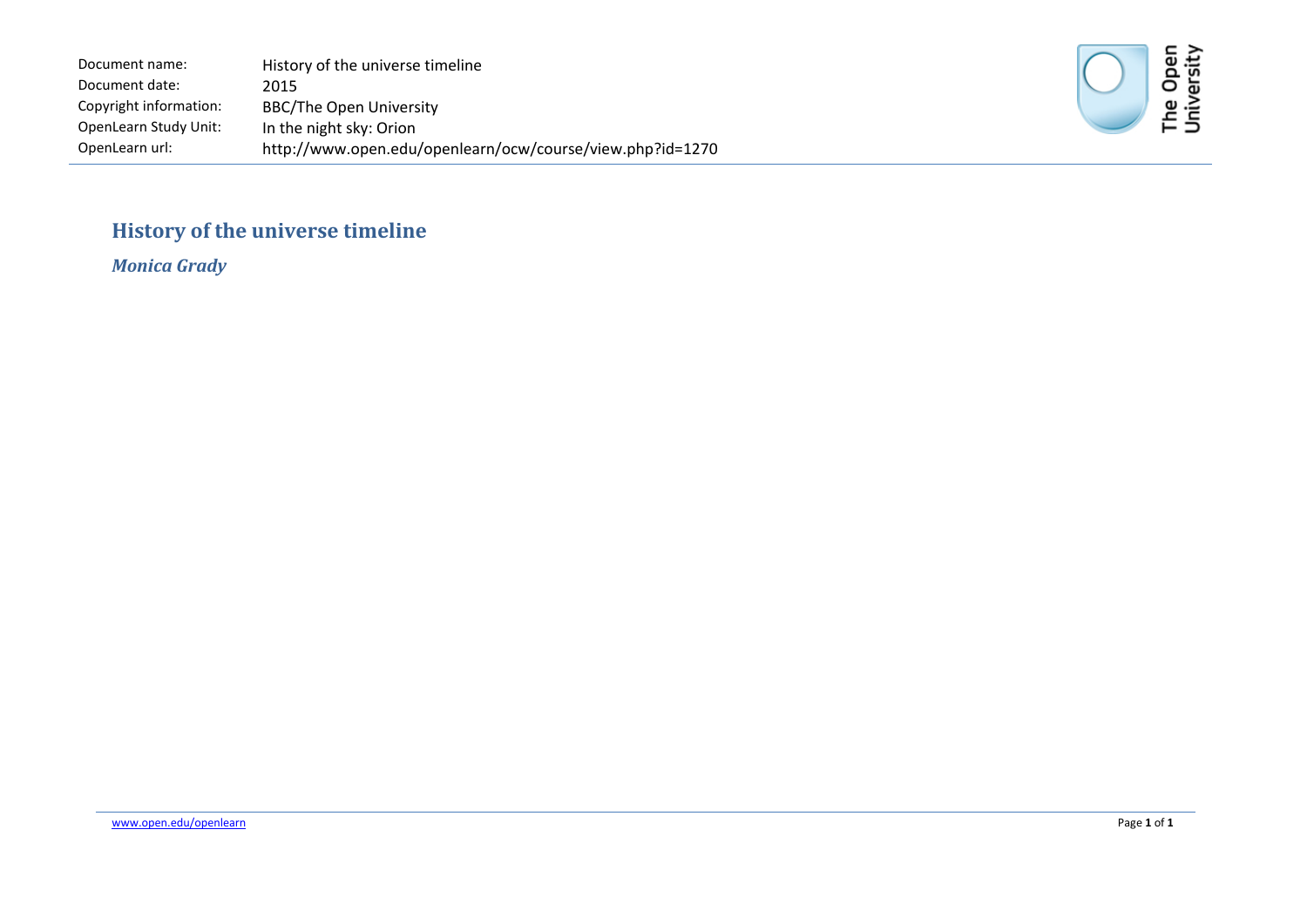Document name: History of the universe timeline
Document date: 2015
Copyright information: BBC/The Open University
OpenLearn Study Unit: In the night sky: Orion
OpenLearn url: http://www.open.edu/openlearn/ocw/course/view.php?id=1270

# History of the universe timeline

***Monica Grady***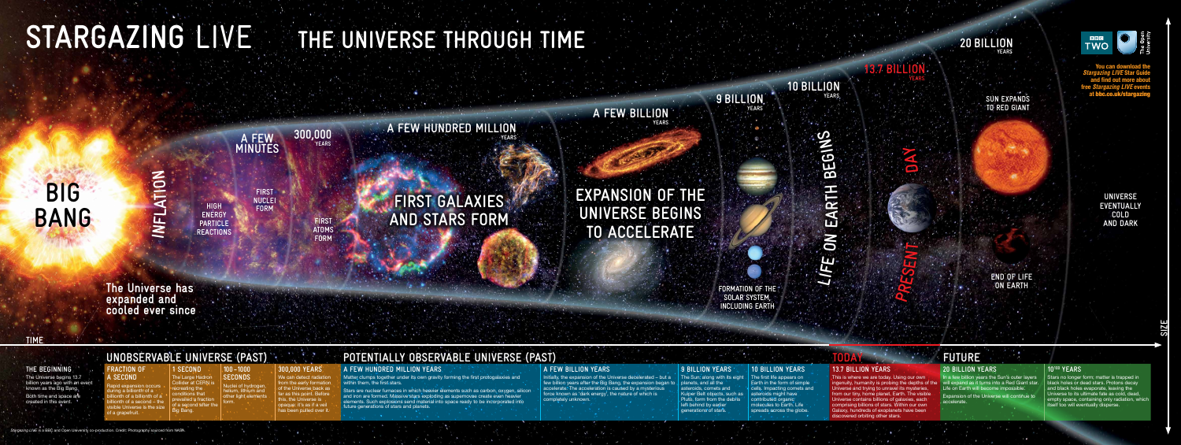# STARGAZING LIVE

# THE UNIVERSE THROUGH TIME

BIG BANG

INFLATION

HIGH ENERGY PARTICLE REACTIONS

A FEW MINUTES

FIRST NUCLEI FORM

300,000 YEARS

FIRST ATOMS FORM

A FEW HUNDRED MILLION YEARS

FIRST GALAXIES AND STARS FORM

A FEW BILLION YEARS

EXPANSION OF THE UNIVERSE BEGINS TO ACCELERATE

9 BILLION YEARS

FORMATION OF THE SOLAR SYSTEM, INCLUDING EARTH

10 BILLION YEARS

LIFE ON EARTH BEGINS

13.7 BILLION YEARS

PRESENT DAY

20 BILLION YEARS

SUN EXPANDS TO RED GIANT

END OF LIFE ON EARTH

UNIVERSE EVENTUALLY COLD AND DARK

The Universe has expanded and cooled ever since

TIME

SIZE

You can download the *Stargazing LIVE* Star Guide and find out more about free *Stargazing LIVE* events at bbc.co.uk/stargazing

## UNOBSERVABLE UNIVERSE (PAST)

### THE BEGINNING

The Universe begins 13.7 billion years ago with an event known as the Big Bang.

Both time and space are created in this event.

### FRACTION OF A SECOND

Rapid expansion occurs during a billionth of a billionth of a billionth of a billionth of a second – the visible Universe is the size of a grapefruit.

### 1 SECOND

The Large Hadron Collider at CERN is recreating the conditions that prevailed a fraction of a second after the Big Bang.

### 100 – 1000 SECONDS

Nuclei of hydrogen, helium, lithium and other light elements form.

## POTENTIALLY OBSERVABLE UNIVERSE (PAST)

### 300,000 YEARS

We can detect radiation from the early formation of the Universe back as far as this point. Before this, the Universe is opaque; it's as if a veil has been pulled over it.

### A FEW HUNDRED MILLION YEARS

Matter clumps together under its own gravity forming the first protogalaxies and within them, the first stars.

Stars are nuclear furnaces in which heavier elements such as carbon, oxygen, silicon and iron are formed. Massive stars exploding as supernovae create even heavier elements. Such explosions send material into space ready to be incorporated into future generations of stars and planets.

### A FEW BILLION YEARS

Initially, the expansion of the Universe decelerated – but a few billion years after the Big Bang, the expansion began to accelerate: The acceleration is caused by a mysterious force known as 'dark energy', the nature of which is completely unknown.

### 9 BILLION YEARS

The Sun, along with its eight planets, and all the asteroids, comets and Kuiper Belt objects, such as Pluto, form from the debris left behind by earlier generations of stars.

### 10 BILLION YEARS

The first life appears on Earth in the form of simple cells. Impacting comets and asteroids might have contributed organic molecules to Earth. Life spreads across the globe.

## TODAY

### 13.7 BILLION YEARS

This is where we are today. Using our own ingenuity, humanity is probing the depths of the Universe and trying to unravel its mysteries, from our tiny, home planet, Earth. The visible Universe contains billions of galaxies, each comprising billions of stars. Within our own Galaxy, hundreds of exoplanets have been discovered orbiting other stars.

## FUTURE

### 20 BILLION YEARS

In a few billion years the Sun's outer layers will expand as it turns into a Red Giant star. Life on Earth will become impossible.

Expansion of the Universe will continue to accelerate.

### $10^{100}$ YEARS

Stars no longer form; matter is trapped in black holes or dead stars. Protons decay and black holes evaporate, leaving the Universe to its ultimate fate as cold, dead, empty space, containing only radiation, which itself too will eventually disperse.

*Stargazing Live* is a BBC and Open University co-production. Credit: Photography sourced from NASA.